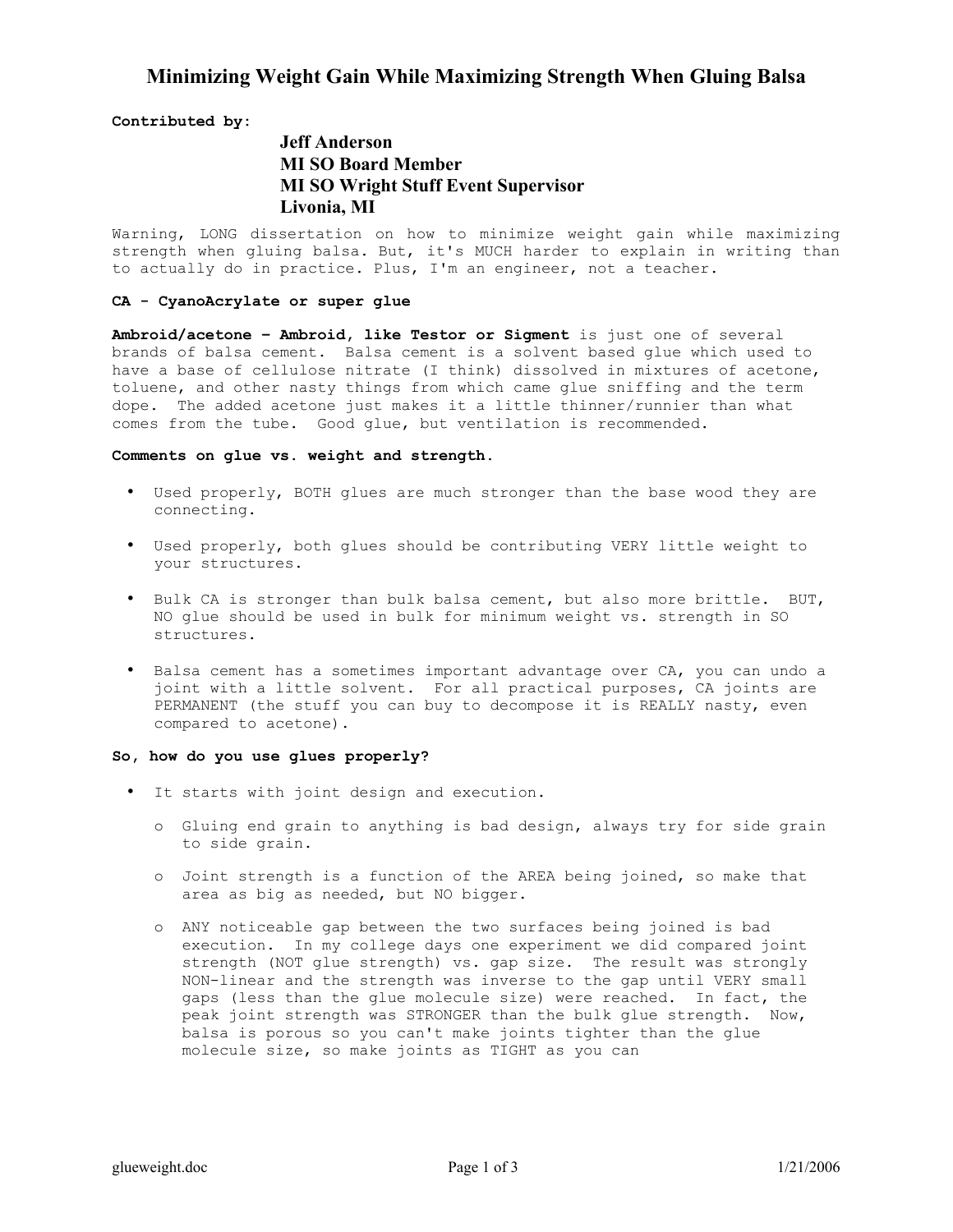# Minimizing Weight Gain While Maximizing Strength When Gluing Balsa

**Contributed by:**

**Jeff Anderson**
**MI SO Board Member**
**MI SO Wright Stuff Event Supervisor**
**Livonia, MI**

Warning, LONG dissertation on how to minimize weight gain while maximizing strength when gluing balsa. But, it's MUCH harder to explain in writing than to actually do in practice. Plus, I'm an engineer, not a teacher.

**CA - CyanoAcrylate or super glue**

**Ambroid/acetone – Ambroid, like Testor or Sigment** is just one of several brands of balsa cement. Balsa cement is a solvent based glue which used to have a base of cellulose nitrate (I think) dissolved in mixtures of acetone, toluene, and other nasty things from which came glue sniffing and the term dope. The added acetone just makes it a little thinner/runnier than what comes from the tube. Good glue, but ventilation is recommended.

**Comments on glue vs. weight and strength.**

- Used properly, BOTH glues are much stronger than the base wood they are connecting.
- Used properly, both glues should be contributing VERY little weight to your structures.
- Bulk CA is stronger than bulk balsa cement, but also more brittle. BUT, NO glue should be used in bulk for minimum weight vs. strength in SO structures.
- Balsa cement has a sometimes important advantage over CA, you can undo a joint with a little solvent. For all practical purposes, CA joints are PERMANENT (the stuff you can buy to decompose it is REALLY nasty, even compared to acetone).

**So, how do you use glues properly?**

- It starts with joint design and execution.
  - Gluing end grain to anything is bad design, always try for side grain to side grain.
  - Joint strength is a function of the AREA being joined, so make that area as big as needed, but NO bigger.
  - ANY noticeable gap between the two surfaces being joined is bad execution. In my college days one experiment we did compared joint strength (NOT glue strength) vs. gap size. The result was strongly NON-linear and the strength was inverse to the gap until VERY small gaps (less than the glue molecule size) were reached. In fact, the peak joint strength was STRONGER than the bulk glue strength. Now, balsa is porous so you can't make joints tighter than the glue molecule size, so make joints as TIGHT as you can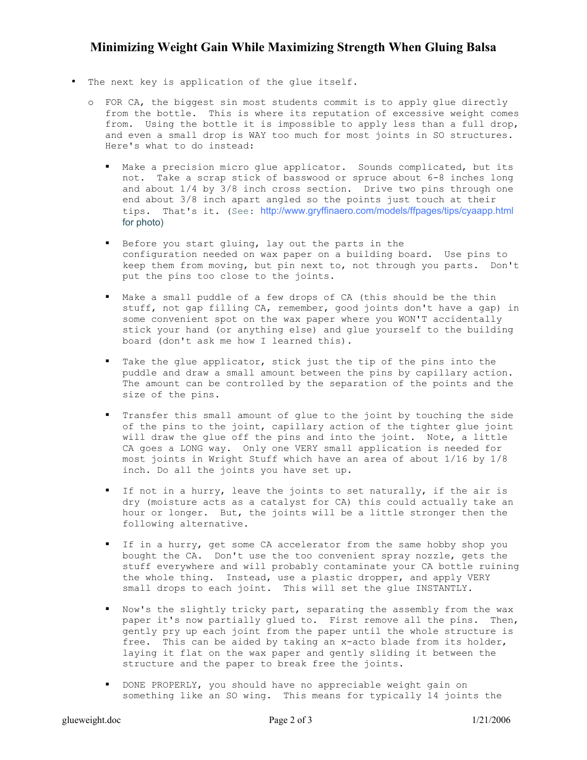# Minimizing Weight Gain While Maximizing Strength When Gluing Balsa

- The next key is application of the glue itself.
  - FOR CA, the biggest sin most students commit is to apply glue directly from the bottle. This is where its reputation of excessive weight comes from. Using the bottle it is impossible to apply less than a full drop, and even a small drop is WAY too much for most joints in SO structures. Here's what to do instead:
    - Make a precision micro glue applicator. Sounds complicated, but its not. Take a scrap stick of basswood or spruce about 6-8 inches long and about 1/4 by 3/8 inch cross section. Drive two pins through one end about 3/8 inch apart angled so the points just touch at their tips. That's it. (See: http://www.gryffinaero.com/models/ffpages/tips/cyaapp.html for photo)
    - Before you start gluing, lay out the parts in the configuration needed on wax paper on a building board. Use pins to keep them from moving, but pin next to, not through you parts. Don't put the pins too close to the joints.
    - Make a small puddle of a few drops of CA (this should be the thin stuff, not gap filling CA, remember, good joints don't have a gap) in some convenient spot on the wax paper where you WON'T accidentally stick your hand (or anything else) and glue yourself to the building board (don't ask me how I learned this).
    - Take the glue applicator, stick just the tip of the pins into the puddle and draw a small amount between the pins by capillary action. The amount can be controlled by the separation of the points and the size of the pins.
    - Transfer this small amount of glue to the joint by touching the side of the pins to the joint, capillary action of the tighter glue joint will draw the glue off the pins and into the joint. Note, a little CA goes a LONG way. Only one VERY small application is needed for most joints in Wright Stuff which have an area of about 1/16 by 1/8 inch. Do all the joints you have set up.
    - If not in a hurry, leave the joints to set naturally, if the air is dry (moisture acts as a catalyst for CA) this could actually take an hour or longer. But, the joints will be a little stronger then the following alternative.
    - If in a hurry, get some CA accelerator from the same hobby shop you bought the CA. Don't use the too convenient spray nozzle, gets the stuff everywhere and will probably contaminate your CA bottle ruining the whole thing. Instead, use a plastic dropper, and apply VERY small drops to each joint. This will set the glue INSTANTLY.
    - Now's the slightly tricky part, separating the assembly from the wax paper it's now partially glued to. First remove all the pins. Then, gently pry up each joint from the paper until the whole structure is free. This can be aided by taking an x-acto blade from its holder, laying it flat on the wax paper and gently sliding it between the structure and the paper to break free the joints.
    - DONE PROPERLY, you should have no appreciable weight gain on something like an SO wing. This means for typically 14 joints the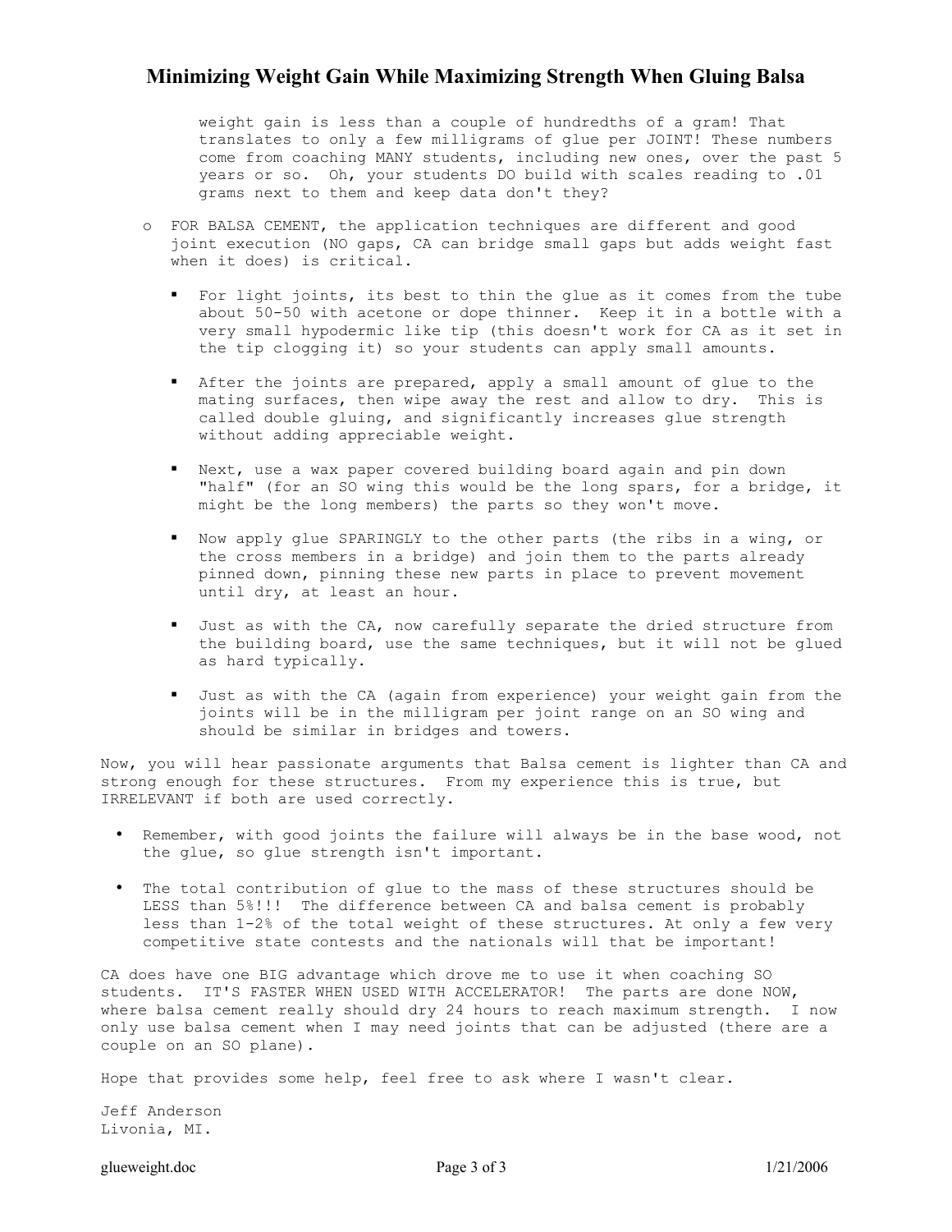weight gain is less than a couple of hundredths of a gram! That translates to only a few milligrams of glue per JOINT! These numbers come from coaching MANY students, including new ones, over the past 5 years or so. Oh, your students DO build with scales reading to .01 grams next to them and keep data don't they?

- FOR BALSA CEMENT, the application techniques are different and good joint execution (NO gaps, CA can bridge small gaps but adds weight fast when it does) is critical.
  - For light joints, its best to thin the glue as it comes from the tube about 50-50 with acetone or dope thinner. Keep it in a bottle with a very small hypodermic like tip (this doesn't work for CA as it set in the tip clogging it) so your students can apply small amounts.
  - After the joints are prepared, apply a small amount of glue to the mating surfaces, then wipe away the rest and allow to dry. This is called double gluing, and significantly increases glue strength without adding appreciable weight.
  - Next, use a wax paper covered building board again and pin down "half" (for an SO wing this would be the long spars, for a bridge, it might be the long members) the parts so they won't move.
  - Now apply glue SPARINGLY to the other parts (the ribs in a wing, or the cross members in a bridge) and join them to the parts already pinned down, pinning these new parts in place to prevent movement until dry, at least an hour.
  - Just as with the CA, now carefully separate the dried structure from the building board, use the same techniques, but it will not be glued as hard typically.
  - Just as with the CA (again from experience) your weight gain from the joints will be in the milligram per joint range on an SO wing and should be similar in bridges and towers.

Now, you will hear passionate arguments that Balsa cement is lighter than CA and strong enough for these structures. From my experience this is true, but IRRELEVANT if both are used correctly.

- Remember, with good joints the failure will always be in the base wood, not the glue, so glue strength isn't important.
- The total contribution of glue to the mass of these structures should be LESS than 5%!!! The difference between CA and balsa cement is probably less than 1-2% of the total weight of these structures. At only a few very competitive state contests and the nationals will that be important!

CA does have one BIG advantage which drove me to use it when coaching SO students. IT'S FASTER WHEN USED WITH ACCELERATOR! The parts are done NOW, where balsa cement really should dry 24 hours to reach maximum strength. I now only use balsa cement when I may need joints that can be adjusted (there are a couple on an SO plane).

Hope that provides some help, feel free to ask where I wasn't clear.

Jeff Anderson
Livonia, MI.